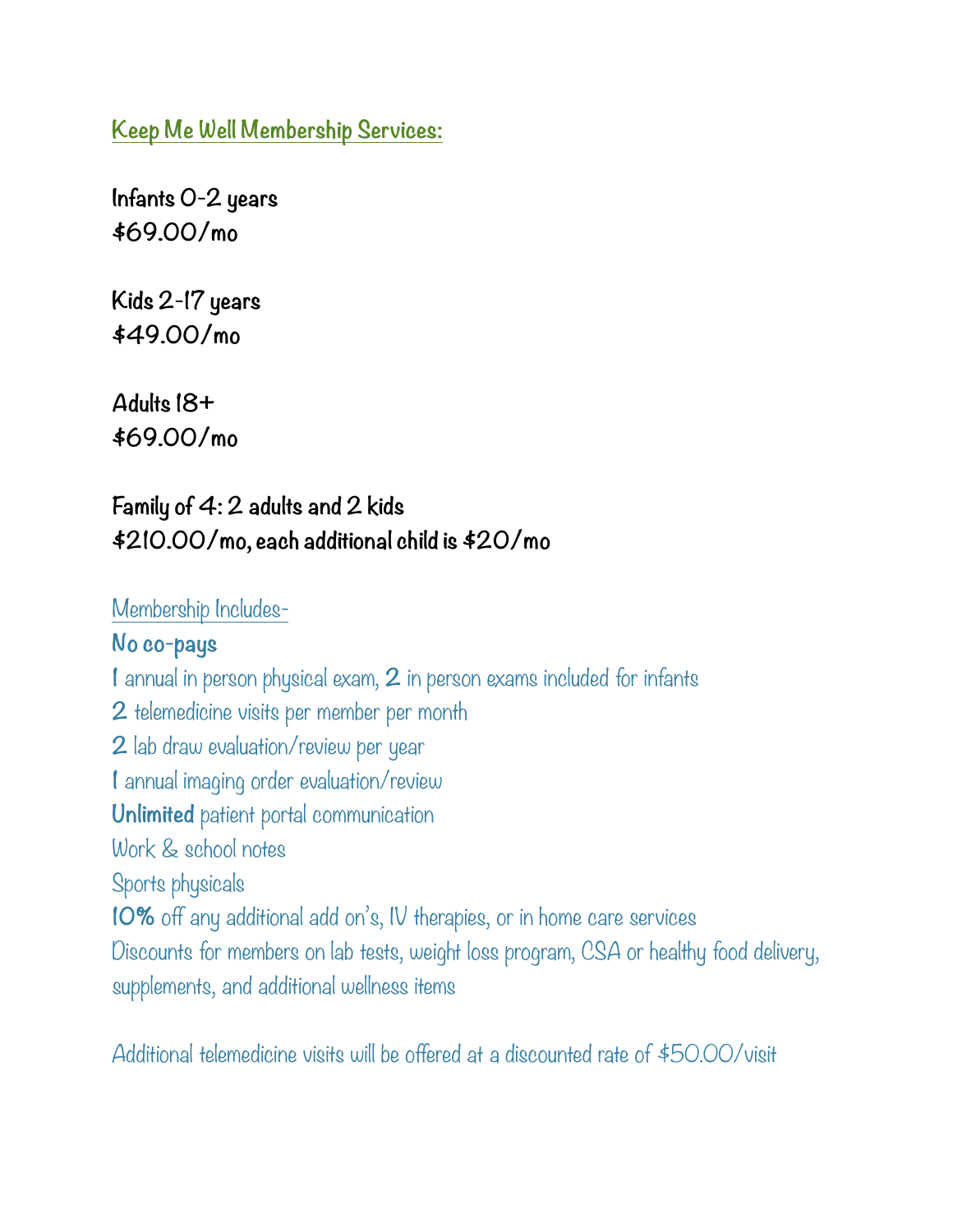## Keep Me Well Membership Services:

**Infants 0-2 years**
**$69.00/mo**

**Kids 2-17 years**
**$49.00/mo**

**Adults 18+**
**$69.00/mo**

**Family of 4: 2 adults and 2 kids**
**$210.00/mo, each additional child is $20/mo**

Membership Includes-

**No co-pays**
**1** annual in person physical exam, **2** in person exams included for infants
**2** telemedicine visits per member per month
**2** lab draw evaluation/review per year
**1** annual imaging order evaluation/review
**Unlimited** patient portal communication
Work & school notes
Sports physicals
**10%** off any additional add on's, IV therapies, or in home care services
Discounts for members on lab tests, weight loss program, CSA or healthy food delivery, supplements, and additional wellness items

Additional telemedicine visits will be offered at a discounted rate of $50.00/visit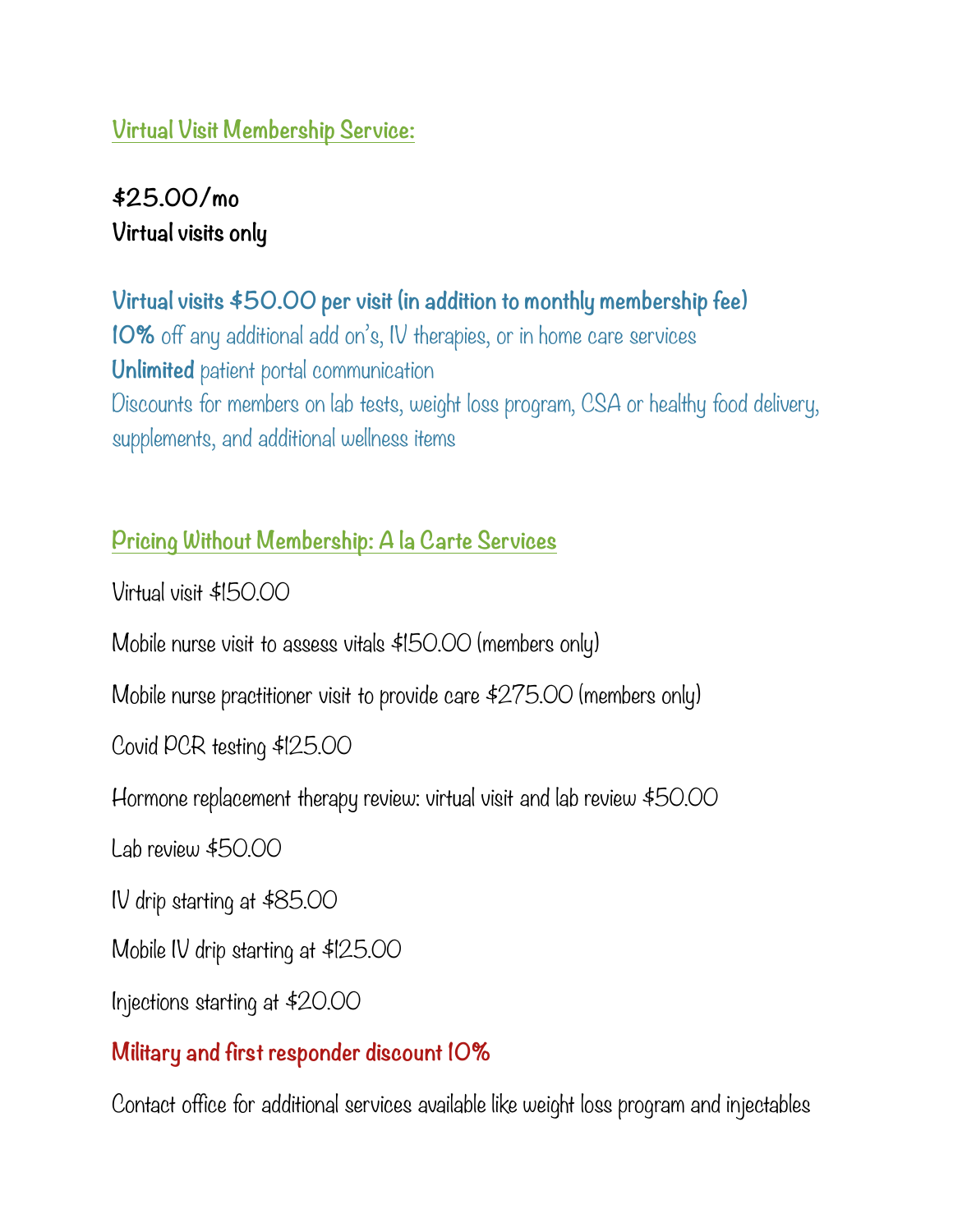## Virtual Visit Membership Service:

**$25.00/mo**
**Virtual visits only**

**Virtual visits $50.00 per visit (in addition to monthly membership fee)**
**10%** off any additional add on's, IV therapies, or in home care services
**Unlimited** patient portal communication
Discounts for members on lab tests, weight loss program, CSA or healthy food delivery, supplements, and additional wellness items

## Pricing Without Membership: A la Carte Services

Virtual visit $150.00

Mobile nurse visit to assess vitals $150.00 (members only)

Mobile nurse practitioner visit to provide care $275.00 (members only)

Covid PCR testing $125.00

Hormone replacement therapy review: virtual visit and lab review $50.00

Lab review $50.00

IV drip starting at $85.00

Mobile IV drip starting at $125.00

Injections starting at $20.00

**Military and first responder discount 10%**

Contact office for additional services available like weight loss program and injectables